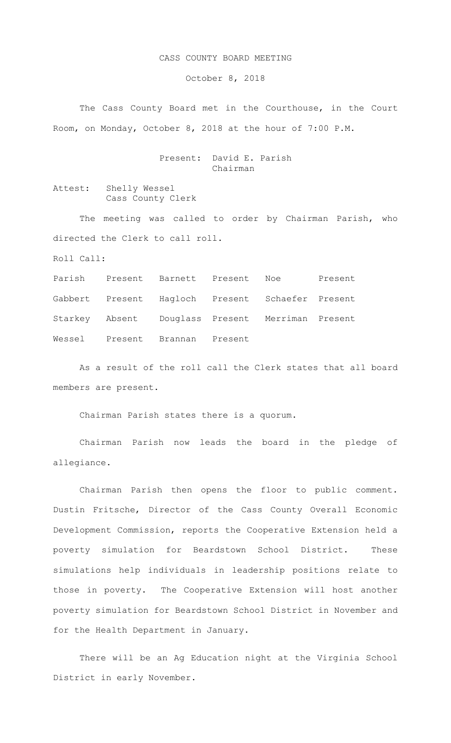# CASS COUNTY BOARD MEETING

October 8, 2018

The Cass County Board met in the Courthouse, in the Court Room, on Monday, October 8, 2018 at the hour of 7:00 P.M.

Present: David E. Parish
Chairman

Attest: Shelly Wessel
Cass County Clerk

The meeting was called to order by Chairman Parish, who directed the Clerk to call roll.

Roll Call:

| | | | | | |
|---|---|---|---|---|---|
| Parish | Present | Barnett | Present | Noe | Present |
| Gabbert | Present | Hagloch | Present | Schaefer | Present |
| Starkey | Absent | Douglass | Present | Merriman | Present |
| Wessel | Present | Brannan | Present | | |

As a result of the roll call the Clerk states that all board members are present.

Chairman Parish states there is a quorum.

Chairman Parish now leads the board in the pledge of allegiance.

Chairman Parish then opens the floor to public comment. Dustin Fritsche, Director of the Cass County Overall Economic Development Commission, reports the Cooperative Extension held a poverty simulation for Beardstown School District. These simulations help individuals in leadership positions relate to those in poverty. The Cooperative Extension will host another poverty simulation for Beardstown School District in November and for the Health Department in January.

There will be an Ag Education night at the Virginia School District in early November.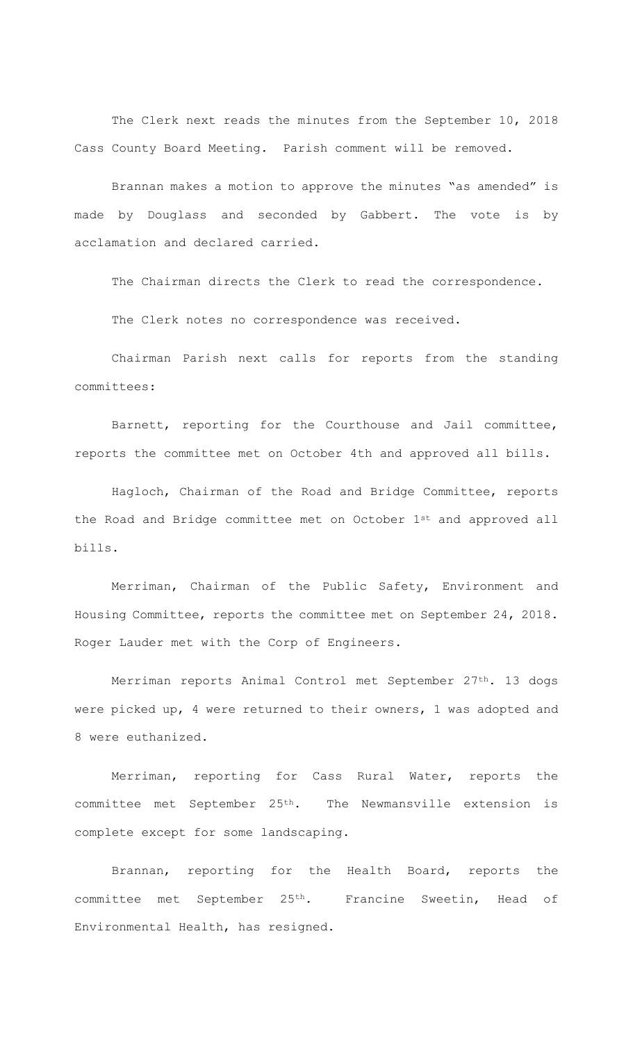The Clerk next reads the minutes from the September 10, 2018 Cass County Board Meeting. Parish comment will be removed.

Brannan makes a motion to approve the minutes "as amended" is made by Douglass and seconded by Gabbert. The vote is by acclamation and declared carried.

The Chairman directs the Clerk to read the correspondence.

The Clerk notes no correspondence was received.

Chairman Parish next calls for reports from the standing committees:

Barnett, reporting for the Courthouse and Jail committee, reports the committee met on October 4th and approved all bills.

Hagloch, Chairman of the Road and Bridge Committee, reports the Road and Bridge committee met on October 1st and approved all bills.

Merriman, Chairman of the Public Safety, Environment and Housing Committee, reports the committee met on September 24, 2018. Roger Lauder met with the Corp of Engineers.

Merriman reports Animal Control met September 27th. 13 dogs were picked up, 4 were returned to their owners, 1 was adopted and 8 were euthanized.

Merriman, reporting for Cass Rural Water, reports the committee met September 25th. The Newmansville extension is complete except for some landscaping.

Brannan, reporting for the Health Board, reports the committee met September 25th. Francine Sweetin, Head of Environmental Health, has resigned.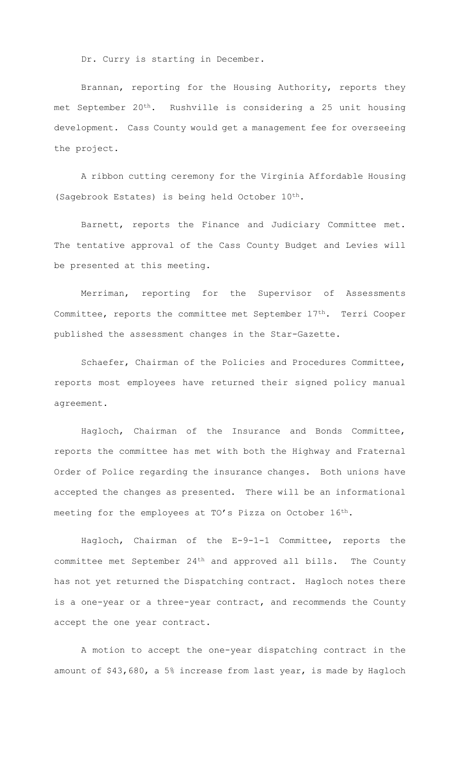Dr. Curry is starting in December.

Brannan, reporting for the Housing Authority, reports they met September 20th. Rushville is considering a 25 unit housing development. Cass County would get a management fee for overseeing the project.

A ribbon cutting ceremony for the Virginia Affordable Housing (Sagebrook Estates) is being held October 10th.

Barnett, reports the Finance and Judiciary Committee met. The tentative approval of the Cass County Budget and Levies will be presented at this meeting.

Merriman, reporting for the Supervisor of Assessments Committee, reports the committee met September 17th. Terri Cooper published the assessment changes in the Star-Gazette.

Schaefer, Chairman of the Policies and Procedures Committee, reports most employees have returned their signed policy manual agreement.

Hagloch, Chairman of the Insurance and Bonds Committee, reports the committee has met with both the Highway and Fraternal Order of Police regarding the insurance changes. Both unions have accepted the changes as presented. There will be an informational meeting for the employees at TO's Pizza on October 16th.

Hagloch, Chairman of the E-9-1-1 Committee, reports the committee met September 24th and approved all bills. The County has not yet returned the Dispatching contract. Hagloch notes there is a one-year or a three-year contract, and recommends the County accept the one year contract.

A motion to accept the one-year dispatching contract in the amount of $43,680, a 5% increase from last year, is made by Hagloch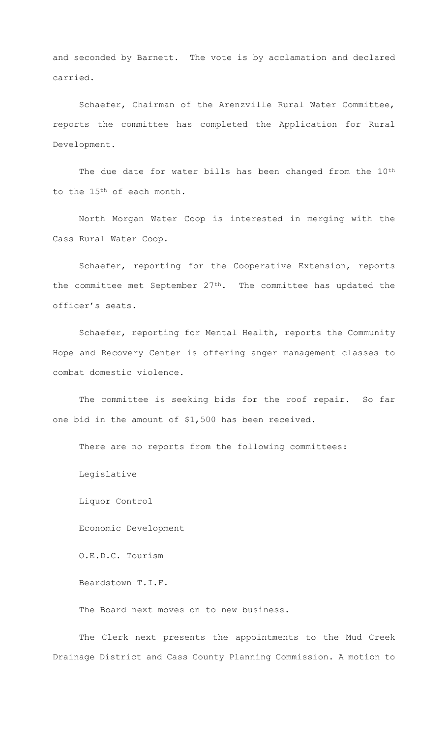and seconded by Barnett. The vote is by acclamation and declared carried.

Schaefer, Chairman of the Arenzville Rural Water Committee, reports the committee has completed the Application for Rural Development.

The due date for water bills has been changed from the 10th to the 15th of each month.

North Morgan Water Coop is interested in merging with the Cass Rural Water Coop.

Schaefer, reporting for the Cooperative Extension, reports the committee met September 27th. The committee has updated the officer's seats.

Schaefer, reporting for Mental Health, reports the Community Hope and Recovery Center is offering anger management classes to combat domestic violence.

The committee is seeking bids for the roof repair. So far one bid in the amount of $1,500 has been received.

There are no reports from the following committees:

Legislative

Liquor Control

Economic Development

O.E.D.C. Tourism

Beardstown T.I.F.

The Board next moves on to new business.

The Clerk next presents the appointments to the Mud Creek Drainage District and Cass County Planning Commission. A motion to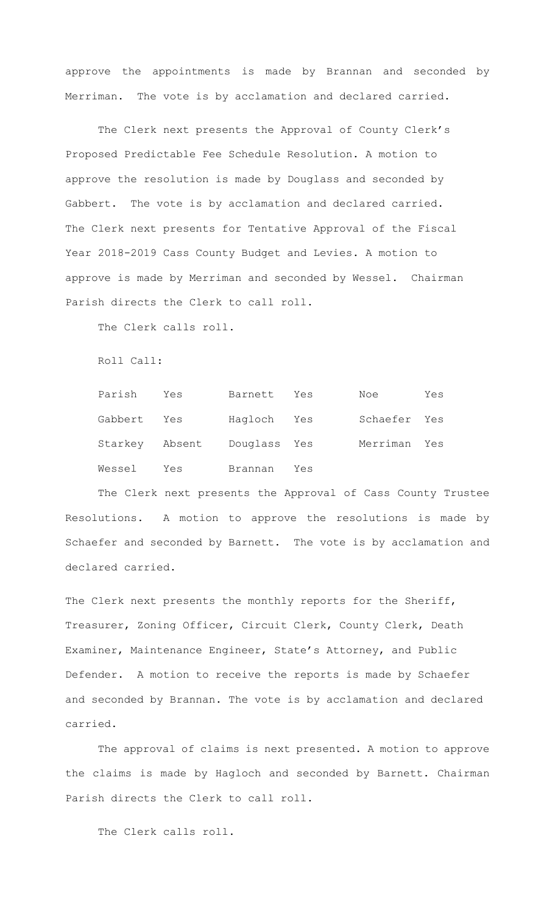approve the appointments is made by Brannan and seconded by Merriman. The vote is by acclamation and declared carried.

The Clerk next presents the Approval of County Clerk's Proposed Predictable Fee Schedule Resolution. A motion to approve the resolution is made by Douglass and seconded by Gabbert. The vote is by acclamation and declared carried. The Clerk next presents for Tentative Approval of the Fiscal Year 2018-2019 Cass County Budget and Levies. A motion to approve is made by Merriman and seconded by Wessel. Chairman Parish directs the Clerk to call roll.

The Clerk calls roll.

Roll Call:

| | | | | | |
|---|---|---|---|---|---|
| Parish | Yes | Barnett | Yes | Noe | Yes |
| Gabbert | Yes | Hagloch | Yes | Schaefer | Yes |
| Starkey | Absent | Douglass | Yes | Merriman | Yes |
| Wessel | Yes | Brannan | Yes | | |

The Clerk next presents the Approval of Cass County Trustee Resolutions. A motion to approve the resolutions is made by Schaefer and seconded by Barnett. The vote is by acclamation and declared carried.

The Clerk next presents the monthly reports for the Sheriff, Treasurer, Zoning Officer, Circuit Clerk, County Clerk, Death Examiner, Maintenance Engineer, State's Attorney, and Public Defender. A motion to receive the reports is made by Schaefer and seconded by Brannan. The vote is by acclamation and declared carried.

The approval of claims is next presented. A motion to approve the claims is made by Hagloch and seconded by Barnett. Chairman Parish directs the Clerk to call roll.

The Clerk calls roll.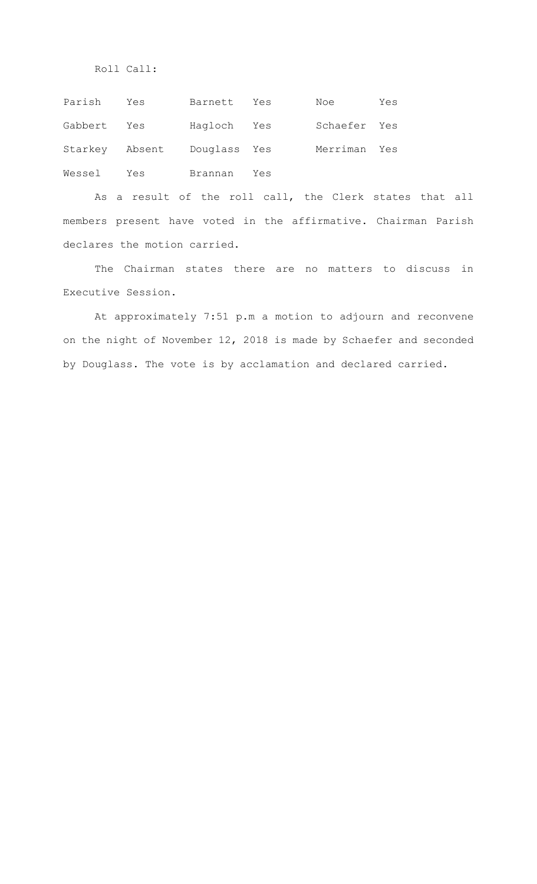Roll Call:

| | | | | | |
|---|---|---|---|---|---|
| Parish | Yes | Barnett | Yes | Noe | Yes |
| Gabbert | Yes | Hagloch | Yes | Schaefer | Yes |
| Starkey | Absent | Douglass | Yes | Merriman | Yes |
| Wessel | Yes | Brannan | Yes | | |

As a result of the roll call, the Clerk states that all members present have voted in the affirmative. Chairman Parish declares the motion carried.

The Chairman states there are no matters to discuss in Executive Session.

At approximately 7:51 p.m a motion to adjourn and reconvene on the night of November 12, 2018 is made by Schaefer and seconded by Douglass. The vote is by acclamation and declared carried.